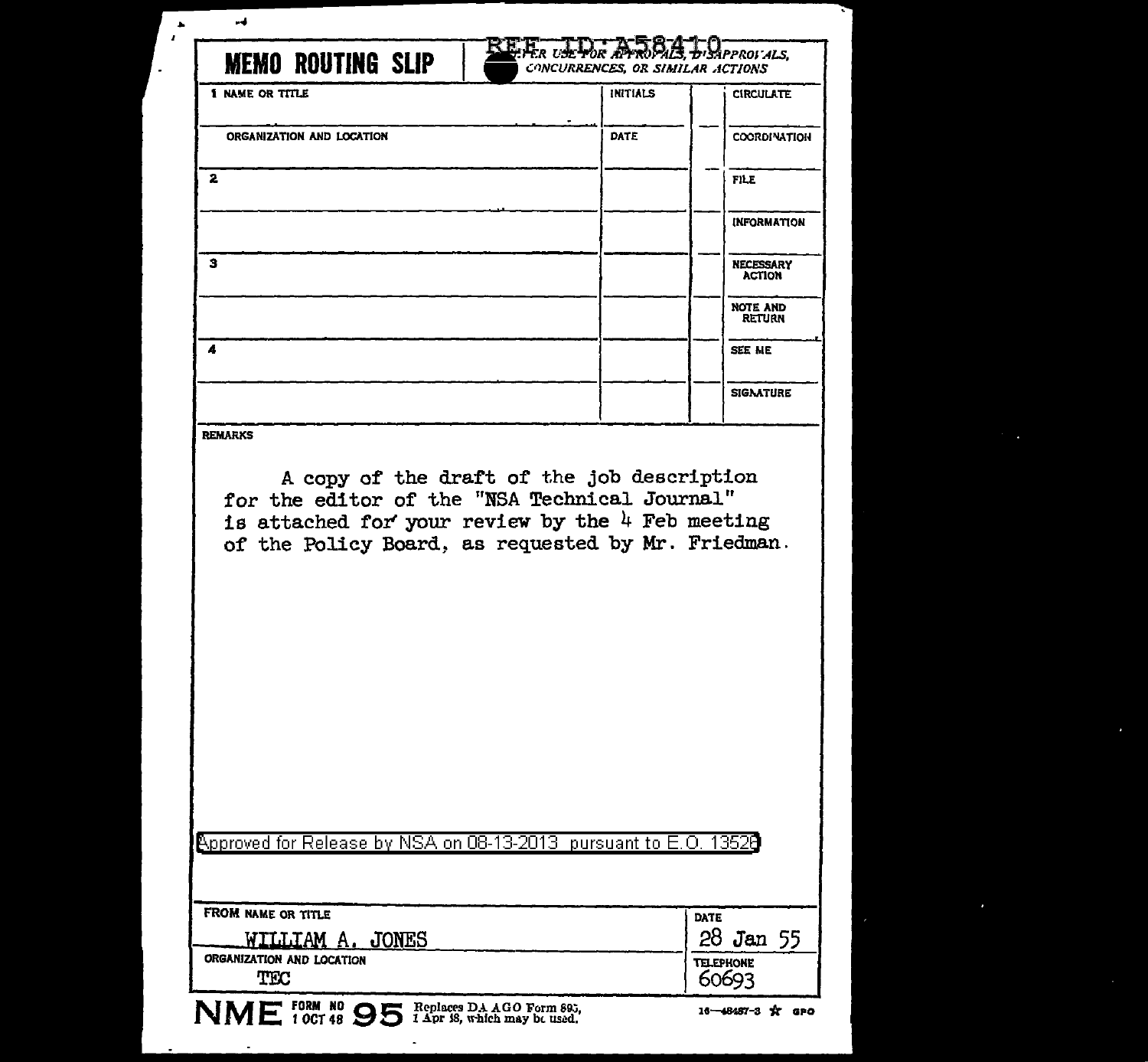REF ID:A58410

# MEMO ROUTING SLIP

NEVER USE FOR APPROVALS, DISAPPROVALS, CONCURRENCES, OR SIMILAR ACTIONS

| 1 NAME OR TITLE | INITIALS | | CIRCULATE |
|---|---|---|---|
| ORGANIZATION AND LOCATION | DATE | | COORDINATION |
| 2 | | | FILE |
| | | | INFORMATION |
| 3 | | | NECESSARY ACTION |
| | | | NOTE AND RETURN |
| 4 | | | SEE ME |
| | | | SIGNATURE |

REMARKS

A copy of the draft of the job description for the editor of the "NSA Technical Journal" is attached for your review by the 4 Feb meeting of the Policy Board, as requested by Mr. Friedman.

Approved for Release by NSA on 08-13-2013 pursuant to E.O. 13526

| FROM NAME OR TITLE | DATE |
|---|---|
| WILLIAM A. JONES | 28 Jan 55 |
| ORGANIZATION AND LOCATION | TELEPHONE |
| TEC | 60693 |

NME FORM NO 95 1 OCT 48 Replaces DA AGO Form 895, 1 Apr 48, which may be used. 16—48487-3 GPO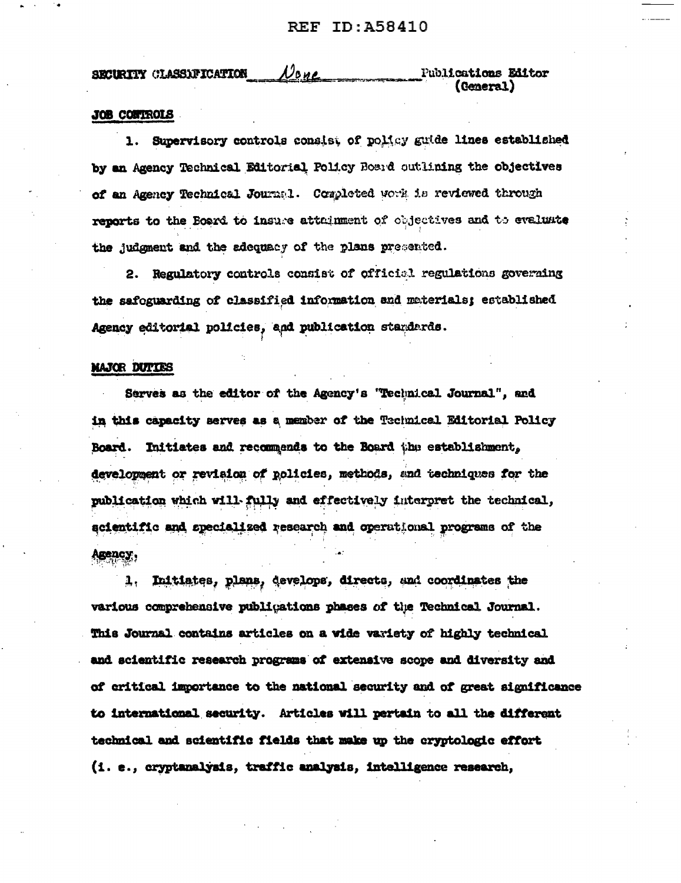SECURITY CLASSIFICATION None Publications Editor (General)

**JOB CONTROLS**

1. Supervisory controls consist of policy guide lines established by an Agency Technical Editorial Policy Board outlining the objectives of an Agency Technical Journal. Completed work is reviewed through reports to the Board to insure attainment of objectives and to evaluate the judgment and the adequacy of the plans presented.

2. Regulatory controls consist of official regulations governing the safeguarding of classified information and materials; established Agency editorial policies, and publication standards.

**MAJOR DUTIES**

Serves as the editor of the Agency's "Technical Journal", and in this capacity serves as a member of the Technical Editorial Policy Board. Initiates and recommends to the Board the establishment, development or revision of policies, methods, and techniques for the publication which will fully and effectively interpret the technical, scientific and specialized research and operational programs of the Agency.

1. Initiates, plans, develops, directs, and coordinates the various comprehensive publications phases of the Technical Journal. This Journal contains articles on a wide variety of highly technical and scientific research programs of extensive scope and diversity and of critical importance to the national security and of great significance to international security. Articles will pertain to all the different technical and scientific fields that make up the cryptologic effort (i. e., cryptanalysis, traffic analysis, intelligence research,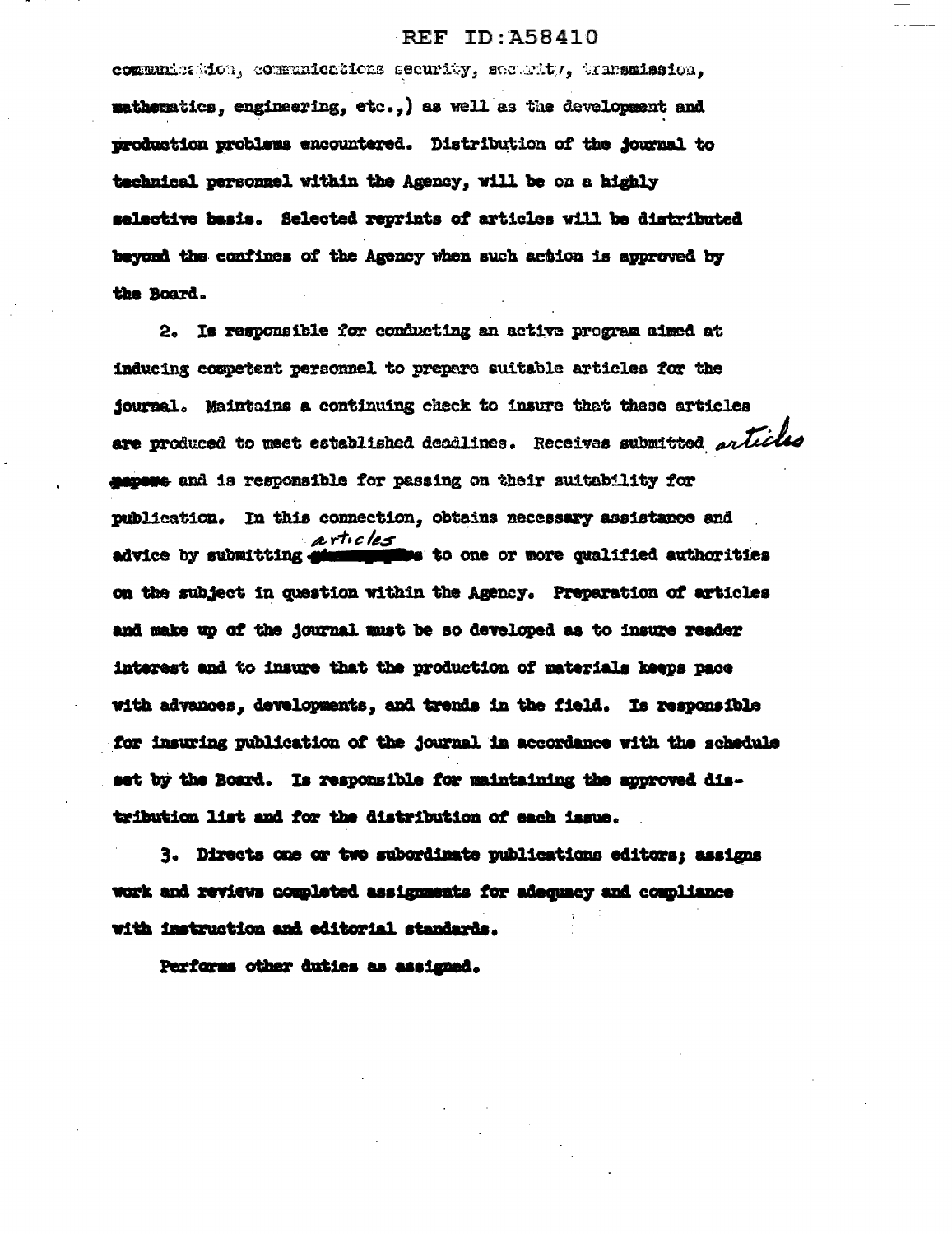communication, communications security, security, transmission, mathematics, engineering, etc.,) as well as the development and production problems encountered. Distribution of the journal to technical personnel within the Agency, will be on a highly selective basis. Selected reprints of articles will be distributed beyond the confines of the Agency when such action is approved by the Board.

2. Is responsible for conducting an active program aimed at inducing competent personnel to prepare suitable articles for the journal. Maintains a continuing check to insure that these articles are produced to meet established deadlines. Receives submitted articles and is responsible for passing on their suitability for publication. In this connection, obtains necessary assistance and advice by submitting articles to one or more qualified authorities on the subject in question within the Agency. Preparation of articles and make up of the journal must be so developed as to insure reader interest and to insure that the production of materials keeps pace with advances, developments, and trends in the field. Is responsible for insuring publication of the journal in accordance with the schedule set by the Board. Is responsible for maintaining the approved distribution list and for the distribution of each issue.

3. Directs one or two subordinate publications editors; assigns work and reviews completed assignments for adequacy and compliance with instruction and editorial standards.

Performs other duties as assigned.